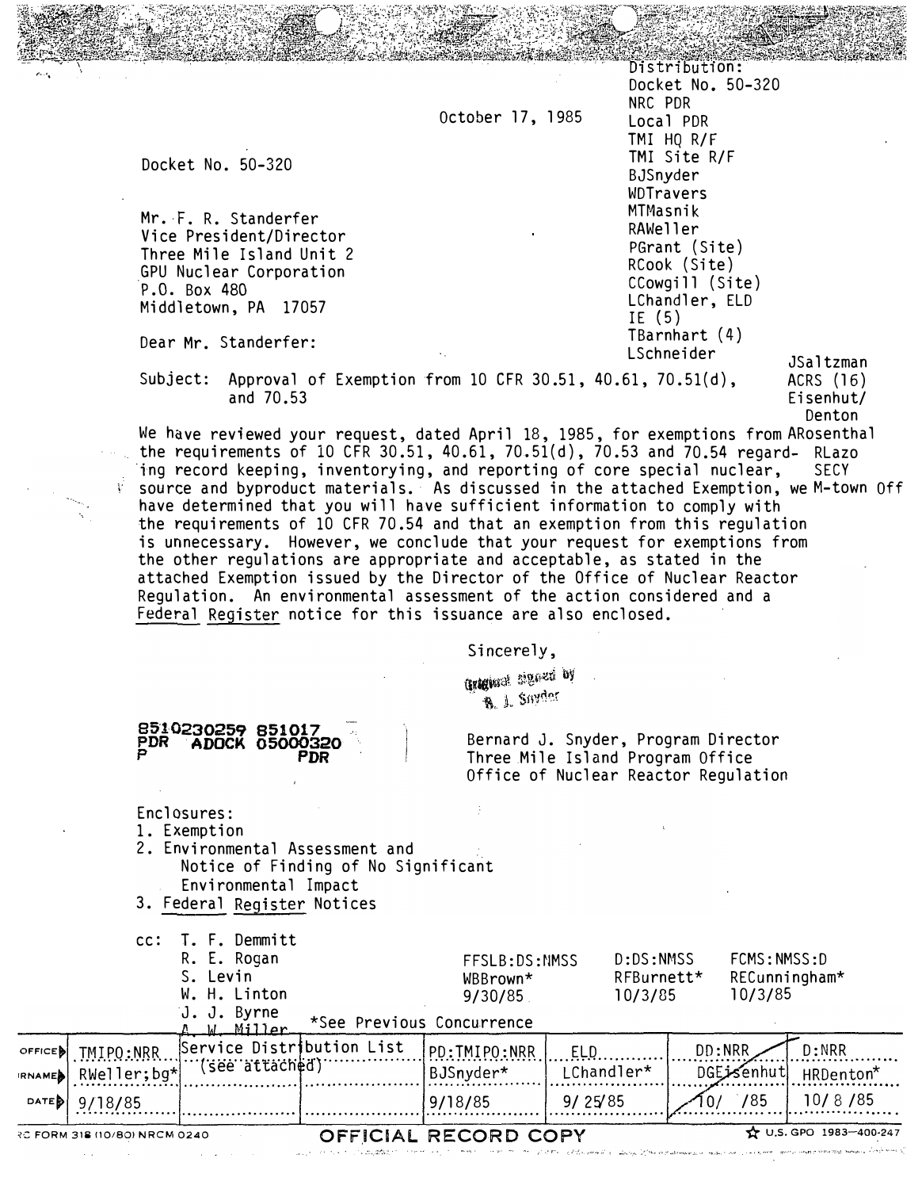Distribution:
Docket No. 50-320
NRC PDR
Local PDR
TMI HQ R/F
TMI Site R/F
BJSnyder
WDTravers
MTMasnik
RAWeller
PGrant (Site)
RCook (Site)
CCowgill (Site)
LChandler, ELD
IE (5)
TBarnhart (4)
LSchneider
JSaltzman
ACRS (16)
Eisenhut/Denton
ARosenthal
RLazo
SECY
M-town Off

October 17, 1985

Docket No. 50-320

Mr. F. R. Standerfer
Vice President/Director
Three Mile Island Unit 2
GPU Nuclear Corporation
P.O. Box 480
Middletown, PA 17057

Dear Mr. Standerfer:

Subject: Approval of Exemption from 10 CFR 30.51, 40.61, 70.51(d), and 70.53

We have reviewed your request, dated April 18, 1985, for exemptions from the requirements of 10 CFR 30.51, 40.61, 70.51(d), 70.53 and 70.54 regarding record keeping, inventorying, and reporting of core special nuclear, source and byproduct materials. As discussed in the attached Exemption, we have determined that you will have sufficient information to comply with the requirements of 10 CFR 70.54 and that an exemption from this regulation is unnecessary. However, we conclude that your request for exemptions from the other regulations are appropriate and acceptable, as stated in the attached Exemption issued by the Director of the Office of Nuclear Reactor Regulation. An environmental assessment of the action considered and a Federal Register notice for this issuance are also enclosed.

Sincerely,

Original signed by
B. J. Snyder

Bernard J. Snyder, Program Director
Three Mile Island Program Office
Office of Nuclear Reactor Regulation

8510230259 851017
PDR ADOCK 05000320
P PDR

Enclosures:
1. Exemption
2. Environmental Assessment and Notice of Finding of No Significant Environmental Impact
3. Federal Register Notices

cc: T. F. Demmitt
R. E. Rogan
S. Levin
W. H. Linton
J. J. Byrne
A. W. Miller
Service Distribution List (see attached)

| FFSLB:DS:NMSS | D:DS:NMSS | FCMS:NMSS:D |
|---|---|---|
| WBBrown* | RFBurnett* | RECunningham* |
| 9/30/85 | 10/3/85 | 10/3/85 |

*See Previous Concurrence

| OFFICE | TMIPO:NRR | | | PD:TMIPO:NRR | ELD | DD:NRR | D:NRR |
|---|---|---|---|---|---|---|---|
| SURNAME | RWeller;bg* | | | BJSnyder* | LChandler* | DGEisenhut | HRDenton* |
| DATE | 9/18/85 | | | 9/18/85 | 9/25/85 | 10/ /85 | 10/8/85 |

NRC FORM 318 (10/80) NRCM 0240 — OFFICIAL RECORD COPY — U.S. GPO 1983—400-247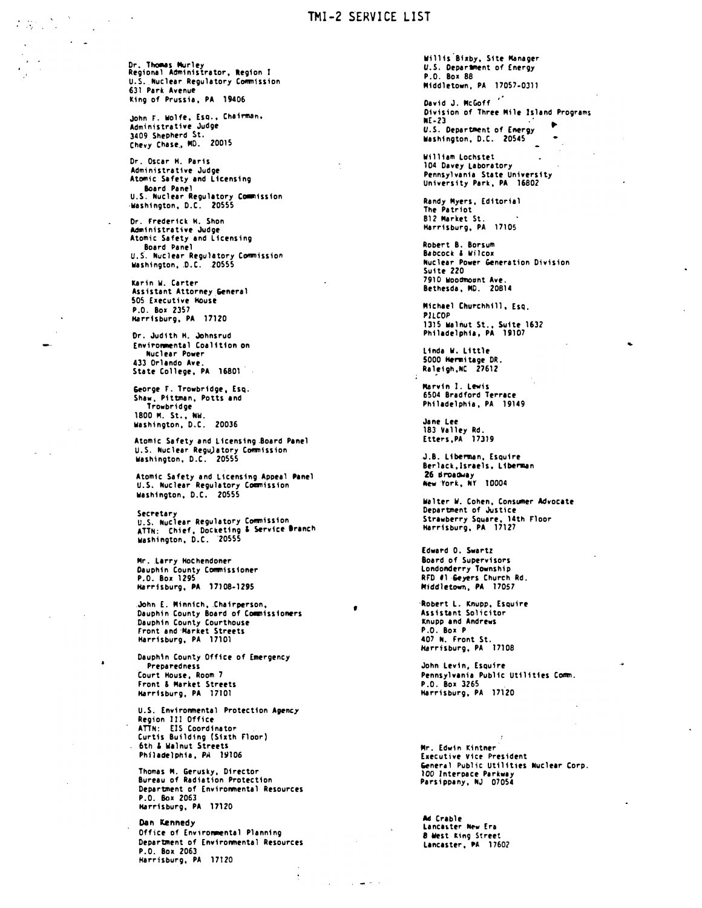# TMI-2 SERVICE LIST

Dr. Thomas Murley
Regional Administrator, Region I
U.S. Nuclear Regulatory Commission
631 Park Avenue
King of Prussia, PA 19406

John F. Wolfe, Esq., Chairman,
Administrative Judge
3409 Shepherd St.
Chevy Chase, MD. 20015

Dr. Oscar H. Paris
Administrative Judge
Atomic Safety and Licensing
Board Panel
U.S. Nuclear Regulatory Commission
Washington, D.C. 20555

Dr. Frederick H. Shon
Administrative Judge
Atomic Safety and Licensing
Board Panel
U.S. Nuclear Regulatory Commission
Washington, D.C. 20555

Karin W. Carter
Assistant Attorney General
505 Executive House
P.O. Box 2357
Harrisburg, PA 17120

Dr. Judith H. Johnsrud
Environmental Coalition on
Nuclear Power
433 Orlando Ave.
State College, PA 16801

George F. Trowbridge, Esq.
Shaw, Pittman, Potts and
Trowbridge
1800 M. St., NW.
Washington, D.C. 20036

Atomic Safety and Licensing Board Panel
U.S. Nuclear Regulatory Commission
Washington, D.C. 20555

Atomic Safety and Licensing Appeal Panel
U.S. Nuclear Regulatory Commission
Washington, D.C. 20555

Secretary
U.S. Nuclear Regulatory Commission
ATTN: Chief, Docketing & Service Branch
Washington, D.C. 20555

Mr. Larry Hochendoner
Dauphin County Commissioner
P.O. Box 1295
Harrisburg, PA 17108-1295

John E. Minnich, Chairperson,
Dauphin County Board of Commissioners
Dauphin County Courthouse
Front and Market Streets
Harrisburg, PA 17101

Dauphin County Office of Emergency
Preparedness
Court House, Room 7
Front & Market Streets
Harrisburg, PA 17101

U.S. Environmental Protection Agency
Region III Office
ATTN: EIS Coordinator
Curtis Building (Sixth Floor)
6th & Walnut Streets
Philadelphia, PA 19106

Thomas M. Gerusky, Director
Bureau of Radiation Protection
Department of Environmental Resources
P.O. Box 2063
Harrisburg, PA 17120

Dan Kennedy
Office of Environmental Planning
Department of Environmental Resources
P.O. Box 2063
Harrisburg, PA 17120

Willis Bixby, Site Manager
U.S. Department of Energy
P.O. Box 88
Middletown, PA 17057-0311

David J. McGoff
Division of Three Mile Island Programs
NE-23
U.S. Department of Energy
Washington, D.C. 20545

William Lochstet
104 Davey Laboratory
Pennsylvania State University
University Park, PA 16802

Randy Myers, Editorial
The Patriot
812 Market St.
Harrisburg, PA 17105

Robert B. Borsum
Babcock & Wilcox
Nuclear Power Generation Division
Suite 220
7910 Woodmount Ave.
Bethesda, MD. 20814

Michael Churchhill, Esq.
PILCOP
1315 Walnut St., Suite 1632
Philadelphia, PA 19107

Linda W. Little
5000 Hermitage DR.
Raleigh,NC 27612

Marvin I. Lewis
6504 Bradford Terrace
Philadelphia, PA 19149

Jane Lee
183 Valley Rd.
Etters,PA 17319

J.B. Liberman, Esquire
Berlack,Israels, Liberman
26 Broadway
New York, NY 10004

Walter W. Cohen, Consumer Advocate
Department of Justice
Strawberry Square, 14th Floor
Harrisburg, PA 17127

Edward O. Swartz
Board of Supervisors
Londonderry Township
RFD #1 Geyers Church Rd.
Middletown, PA 17057

Robert L. Knupp, Esquire
Assistant Solicitor
Knupp and Andrews
P.O. Box P
407 N. Front St.
Harrisburg, PA 17108

John Levin, Esquire
Pennsylvania Public Utilities Comm.
P.O. Box 3265
Harrisburg, PA 17120

Mr. Edwin Kintner
Executive Vice President
General Public Utilities Nuclear Corp.
100 Interpace Parkway
Parsippany, NJ 07054

Ad Crable
Lancaster New Era
8 West King Street
Lancaster, PA 17602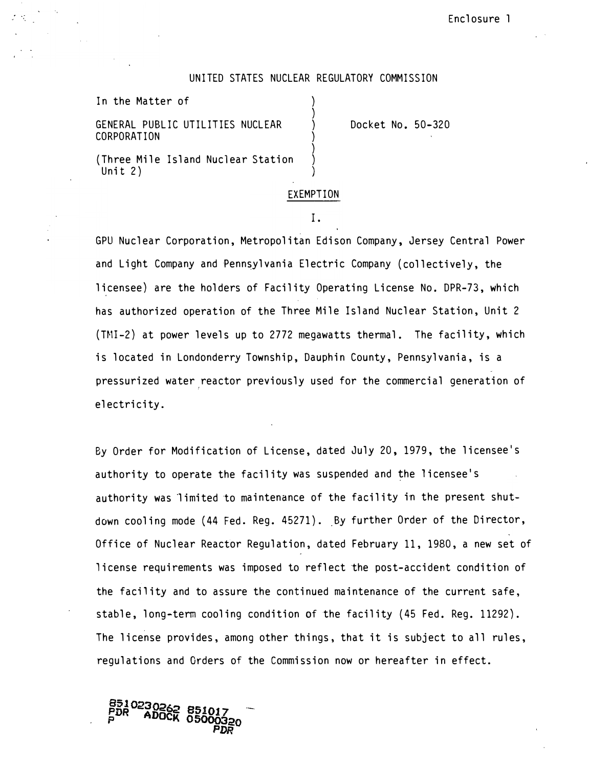Enclosure 1

UNITED STATES NUCLEAR REGULATORY COMMISSION

In the Matter of

GENERAL PUBLIC UTILITIES NUCLEAR CORPORATION

(Three Mile Island Nuclear Station Unit 2)

Docket No. 50-320

EXEMPTION

I.

GPU Nuclear Corporation, Metropolitan Edison Company, Jersey Central Power and Light Company and Pennsylvania Electric Company (collectively, the licensee) are the holders of Facility Operating License No. DPR-73, which has authorized operation of the Three Mile Island Nuclear Station, Unit 2 (TMI-2) at power levels up to 2772 megawatts thermal. The facility, which is located in Londonderry Township, Dauphin County, Pennsylvania, is a pressurized water reactor previously used for the commercial generation of electricity.

By Order for Modification of License, dated July 20, 1979, the licensee's authority to operate the facility was suspended and the licensee's authority was limited to maintenance of the facility in the present shut-down cooling mode (44 Fed. Reg. 45271). By further Order of the Director, Office of Nuclear Reactor Regulation, dated February 11, 1980, a new set of license requirements was imposed to reflect the post-accident condition of the facility and to assure the continued maintenance of the current safe, stable, long-term cooling condition of the facility (45 Fed. Reg. 11292). The license provides, among other things, that it is subject to all rules, regulations and Orders of the Commission now or hereafter in effect.

8510230262 851017
PDR ADOCK 05000320
P PDR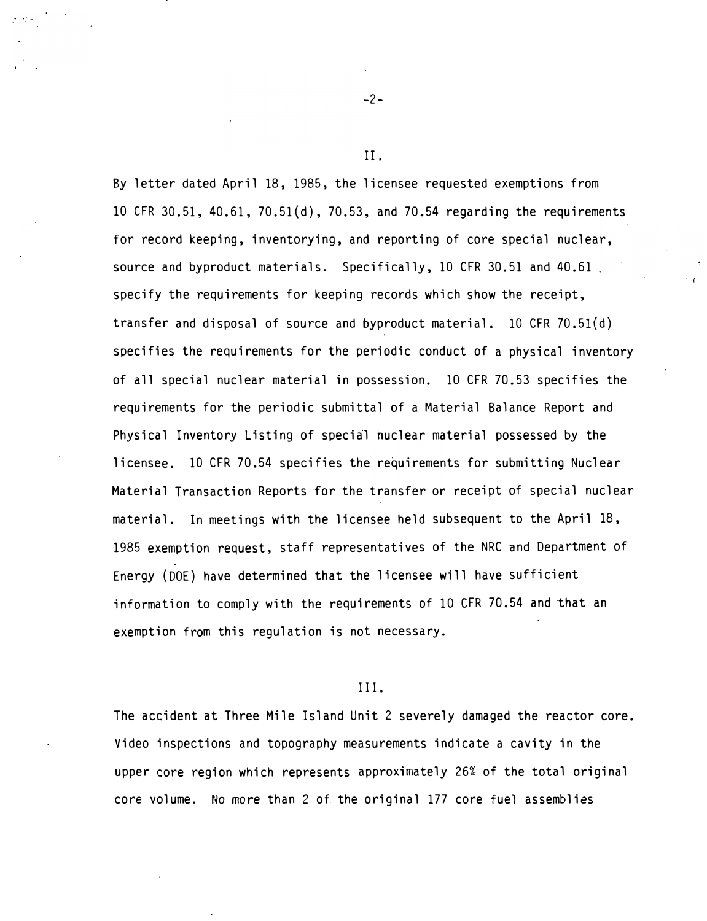II.

By letter dated April 18, 1985, the licensee requested exemptions from 10 CFR 30.51, 40.61, 70.51(d), 70.53, and 70.54 regarding the requirements for record keeping, inventorying, and reporting of core special nuclear, source and byproduct materials. Specifically, 10 CFR 30.51 and 40.61 specify the requirements for keeping records which show the receipt, transfer and disposal of source and byproduct material. 10 CFR 70.51(d) specifies the requirements for the periodic conduct of a physical inventory of all special nuclear material in possession. 10 CFR 70.53 specifies the requirements for the periodic submittal of a Material Balance Report and Physical Inventory Listing of special nuclear material possessed by the licensee. 10 CFR 70.54 specifies the requirements for submitting Nuclear Material Transaction Reports for the transfer or receipt of special nuclear material. In meetings with the licensee held subsequent to the April 18, 1985 exemption request, staff representatives of the NRC and Department of Energy (DOE) have determined that the licensee will have sufficient information to comply with the requirements of 10 CFR 70.54 and that an exemption from this regulation is not necessary.

III.

The accident at Three Mile Island Unit 2 severely damaged the reactor core. Video inspections and topography measurements indicate a cavity in the upper core region which represents approximately 26% of the total original core volume. No more than 2 of the original 177 core fuel assemblies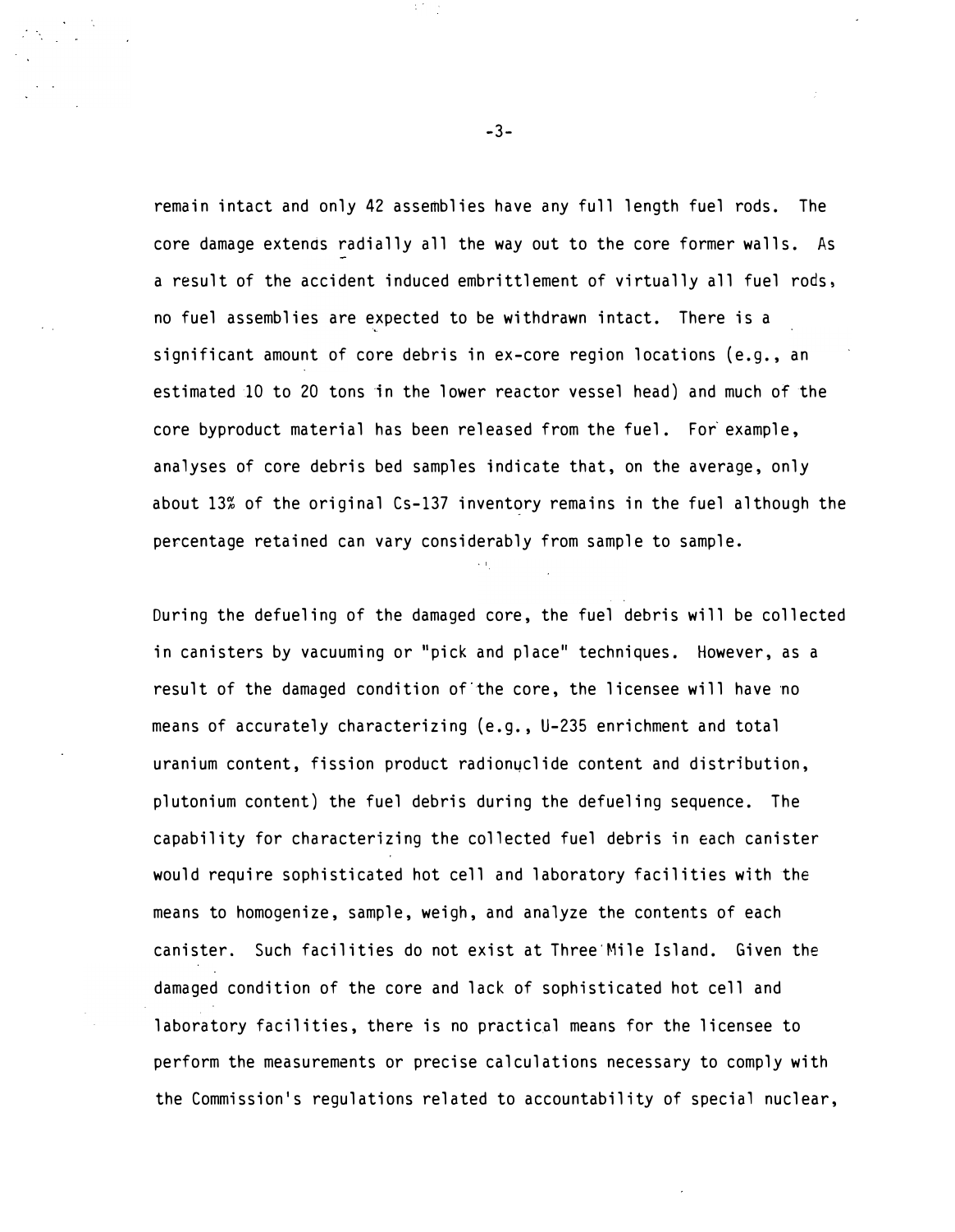remain intact and only 42 assemblies have any full length fuel rods. The core damage extends radially all the way out to the core former walls. As a result of the accident induced embrittlement of virtually all fuel rods, no fuel assemblies are expected to be withdrawn intact. There is a significant amount of core debris in ex-core region locations (e.g., an estimated 10 to 20 tons in the lower reactor vessel head) and much of the core byproduct material has been released from the fuel. For example, analyses of core debris bed samples indicate that, on the average, only about 13% of the original Cs-137 inventory remains in the fuel although the percentage retained can vary considerably from sample to sample.

During the defueling of the damaged core, the fuel debris will be collected in canisters by vacuuming or "pick and place" techniques. However, as a result of the damaged condition of the core, the licensee will have no means of accurately characterizing (e.g., U-235 enrichment and total uranium content, fission product radionuclide content and distribution, plutonium content) the fuel debris during the defueling sequence. The capability for characterizing the collected fuel debris in each canister would require sophisticated hot cell and laboratory facilities with the means to homogenize, sample, weigh, and analyze the contents of each canister. Such facilities do not exist at Three Mile Island. Given the damaged condition of the core and lack of sophisticated hot cell and laboratory facilities, there is no practical means for the licensee to perform the measurements or precise calculations necessary to comply with the Commission's regulations related to accountability of special nuclear,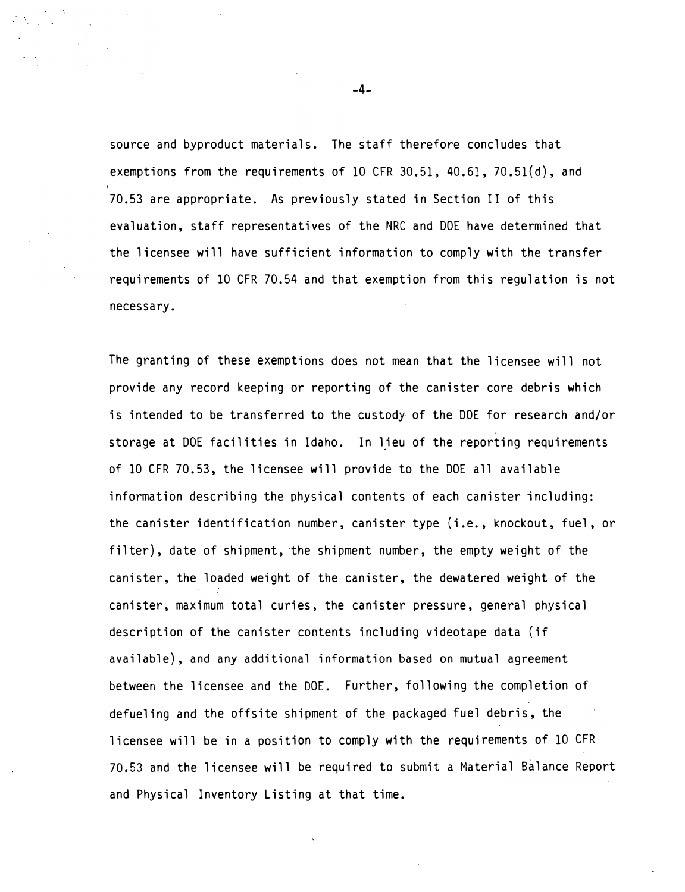source and byproduct materials. The staff therefore concludes that exemptions from the requirements of 10 CFR 30.51, 40.61, 70.51(d), and 70.53 are appropriate. As previously stated in Section II of this evaluation, staff representatives of the NRC and DOE have determined that the licensee will have sufficient information to comply with the transfer requirements of 10 CFR 70.54 and that exemption from this regulation is not necessary.

The granting of these exemptions does not mean that the licensee will not provide any record keeping or reporting of the canister core debris which is intended to be transferred to the custody of the DOE for research and/or storage at DOE facilities in Idaho. In lieu of the reporting requirements of 10 CFR 70.53, the licensee will provide to the DOE all available information describing the physical contents of each canister including: the canister identification number, canister type (i.e., knockout, fuel, or filter), date of shipment, the shipment number, the empty weight of the canister, the loaded weight of the canister, the dewatered weight of the canister, maximum total curies, the canister pressure, general physical description of the canister contents including videotape data (if available), and any additional information based on mutual agreement between the licensee and the DOE. Further, following the completion of defueling and the offsite shipment of the packaged fuel debris, the licensee will be in a position to comply with the requirements of 10 CFR 70.53 and the licensee will be required to submit a Material Balance Report and Physical Inventory Listing at that time.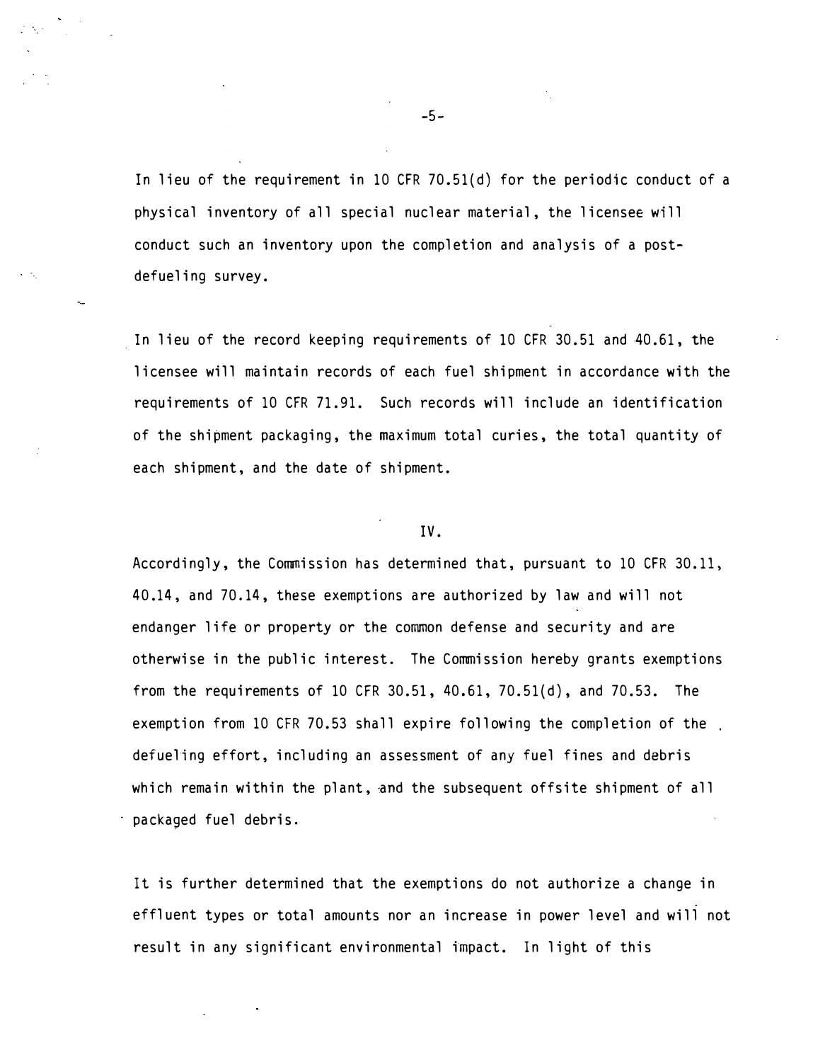In lieu of the requirement in 10 CFR 70.51(d) for the periodic conduct of a physical inventory of all special nuclear material, the licensee will conduct such an inventory upon the completion and analysis of a post-defueling survey.

In lieu of the record keeping requirements of 10 CFR 30.51 and 40.61, the licensee will maintain records of each fuel shipment in accordance with the requirements of 10 CFR 71.91. Such records will include an identification of the shipment packaging, the maximum total curies, the total quantity of each shipment, and the date of shipment.

## IV.

Accordingly, the Commission has determined that, pursuant to 10 CFR 30.11, 40.14, and 70.14, these exemptions are authorized by law and will not endanger life or property or the common defense and security and are otherwise in the public interest. The Commission hereby grants exemptions from the requirements of 10 CFR 30.51, 40.61, 70.51(d), and 70.53. The exemption from 10 CFR 70.53 shall expire following the completion of the defueling effort, including an assessment of any fuel fines and debris which remain within the plant, and the subsequent offsite shipment of all packaged fuel debris.

It is further determined that the exemptions do not authorize a change in effluent types or total amounts nor an increase in power level and will not result in any significant environmental impact. In light of this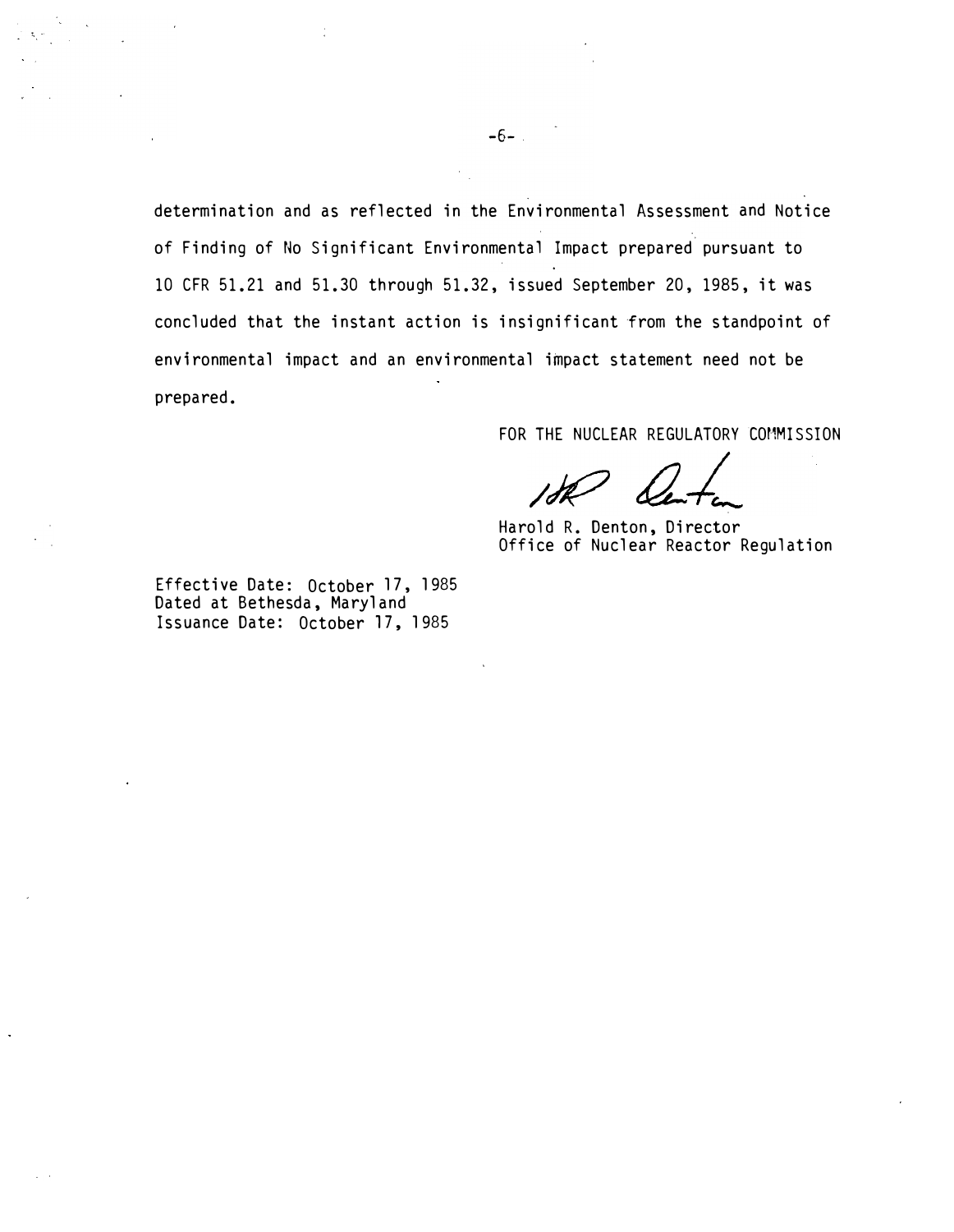determination and as reflected in the Environmental Assessment and Notice of Finding of No Significant Environmental Impact prepared pursuant to 10 CFR 51.21 and 51.30 through 51.32, issued September 20, 1985, it was concluded that the instant action is insignificant from the standpoint of environmental impact and an environmental impact statement need not be prepared.

FOR THE NUCLEAR REGULATORY COMMISSION

Harold R. Denton, Director
Office of Nuclear Reactor Regulation

Effective Date: October 17, 1985
Dated at Bethesda, Maryland
Issuance Date: October 17, 1985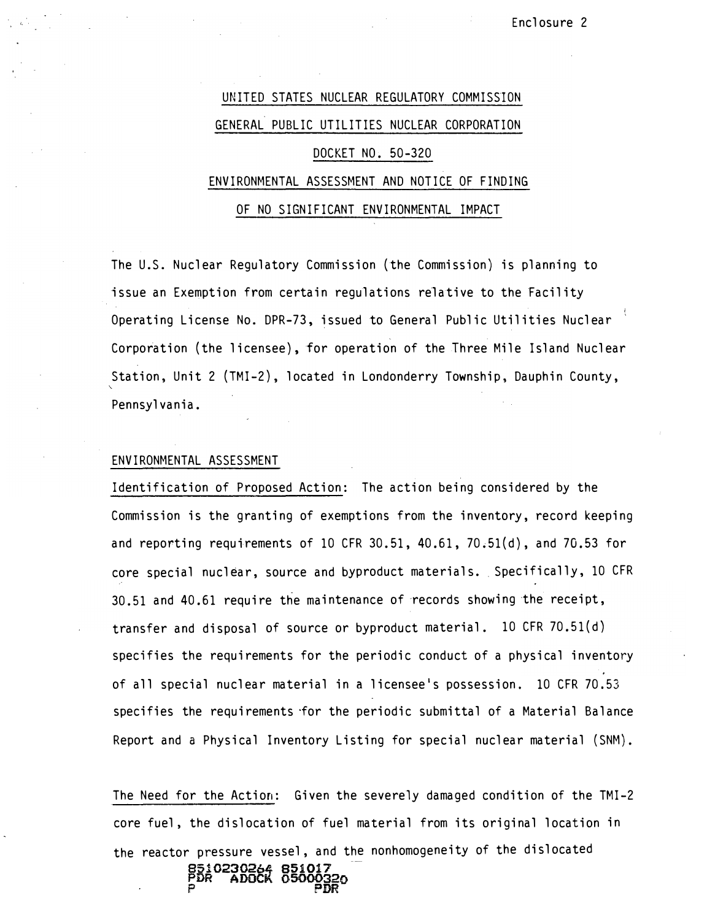Enclosure 2

UNITED STATES NUCLEAR REGULATORY COMMISSION

GENERAL PUBLIC UTILITIES NUCLEAR CORPORATION

DOCKET NO. 50-320

ENVIRONMENTAL ASSESSMENT AND NOTICE OF FINDING

OF NO SIGNIFICANT ENVIRONMENTAL IMPACT

The U.S. Nuclear Regulatory Commission (the Commission) is planning to issue an Exemption from certain regulations relative to the Facility Operating License No. DPR-73, issued to General Public Utilities Nuclear Corporation (the licensee), for operation of the Three Mile Island Nuclear Station, Unit 2 (TMI-2), located in Londonderry Township, Dauphin County, Pennsylvania.

## ENVIRONMENTAL ASSESSMENT

Identification of Proposed Action: The action being considered by the Commission is the granting of exemptions from the inventory, record keeping and reporting requirements of 10 CFR 30.51, 40.61, 70.51(d), and 70.53 for core special nuclear, source and byproduct materials. Specifically, 10 CFR 30.51 and 40.61 require the maintenance of records showing the receipt, transfer and disposal of source or byproduct material. 10 CFR 70.51(d) specifies the requirements for the periodic conduct of a physical inventory of all special nuclear material in a licensee's possession. 10 CFR 70.53 specifies the requirements for the periodic submittal of a Material Balance Report and a Physical Inventory Listing for special nuclear material (SNM).

The Need for the Action: Given the severely damaged condition of the TMI-2 core fuel, the dislocation of fuel material from its original location in the reactor pressure vessel, and the nonhomogeneity of the dislocated

8510230264 851017
PDR ADOCK 05000320
P PDR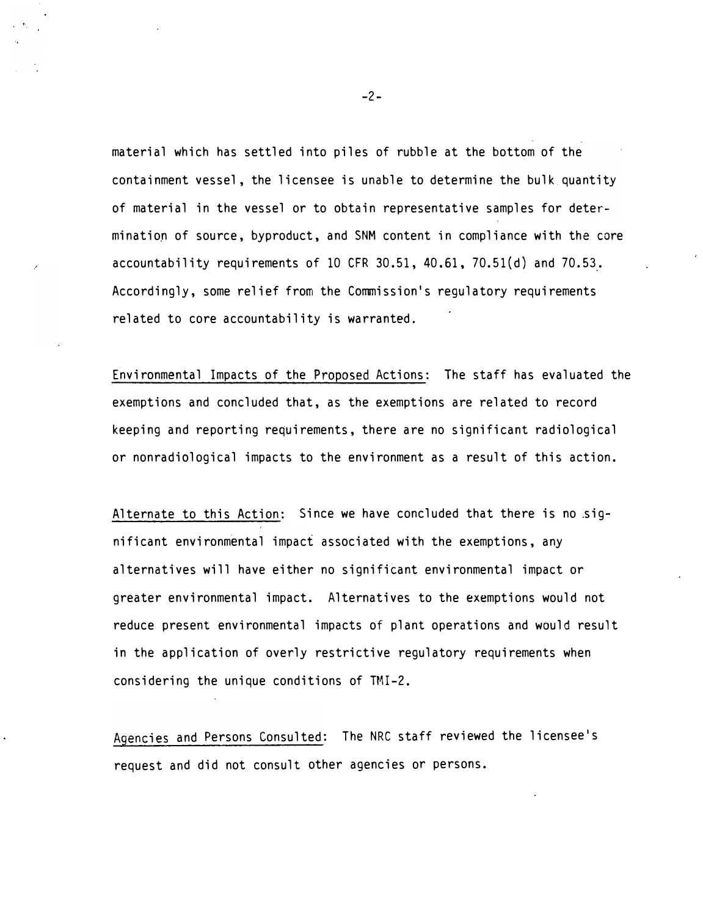material which has settled into piles of rubble at the bottom of the containment vessel, the licensee is unable to determine the bulk quantity of material in the vessel or to obtain representative samples for determination of source, byproduct, and SNM content in compliance with the core accountability requirements of 10 CFR 30.51, 40.61, 70.51(d) and 70.53. Accordingly, some relief from the Commission's regulatory requirements related to core accountability is warranted.

Environmental Impacts of the Proposed Actions: The staff has evaluated the exemptions and concluded that, as the exemptions are related to record keeping and reporting requirements, there are no significant radiological or nonradiological impacts to the environment as a result of this action.

Alternate to this Action: Since we have concluded that there is no significant environmental impact associated with the exemptions, any alternatives will have either no significant environmental impact or greater environmental impact. Alternatives to the exemptions would not reduce present environmental impacts of plant operations and would result in the application of overly restrictive regulatory requirements when considering the unique conditions of TMI-2.

Agencies and Persons Consulted: The NRC staff reviewed the licensee's request and did not consult other agencies or persons.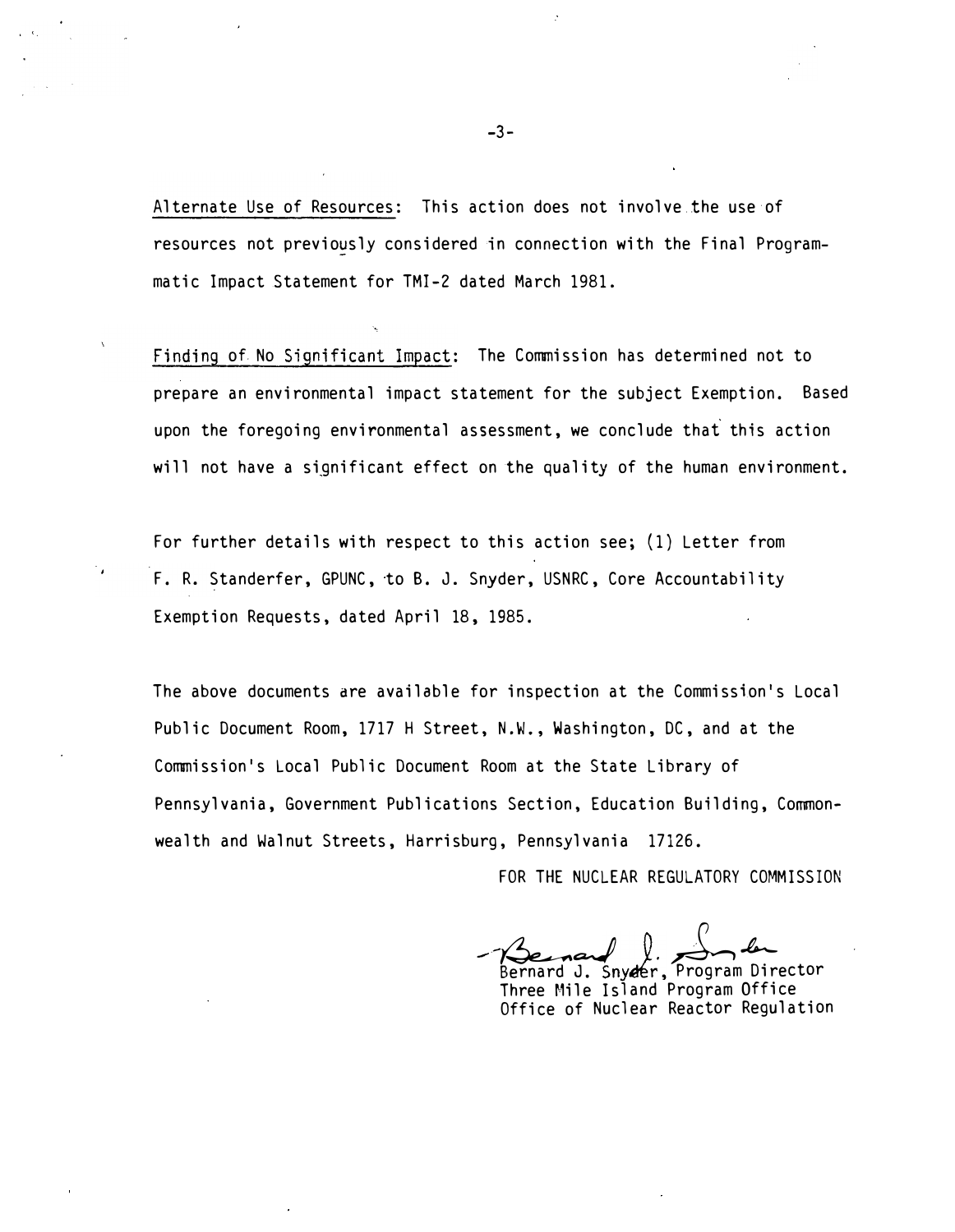Alternate Use of Resources: This action does not involve the use of resources not previously considered in connection with the Final Programmatic Impact Statement for TMI-2 dated March 1981.

Finding of No Significant Impact: The Commission has determined not to prepare an environmental impact statement for the subject Exemption. Based upon the foregoing environmental assessment, we conclude that this action will not have a significant effect on the quality of the human environment.

For further details with respect to this action see; (1) Letter from F. R. Standerfer, GPUNC, to B. J. Snyder, USNRC, Core Accountability Exemption Requests, dated April 18, 1985.

The above documents are available for inspection at the Commission's Local Public Document Room, 1717 H Street, N.W., Washington, DC, and at the Commission's Local Public Document Room at the State Library of Pennsylvania, Government Publications Section, Education Building, Commonwealth and Walnut Streets, Harrisburg, Pennsylvania 17126.

FOR THE NUCLEAR REGULATORY COMMISSION

Bernard J. Snyder, Program Director
Three Mile Island Program Office
Office of Nuclear Reactor Regulation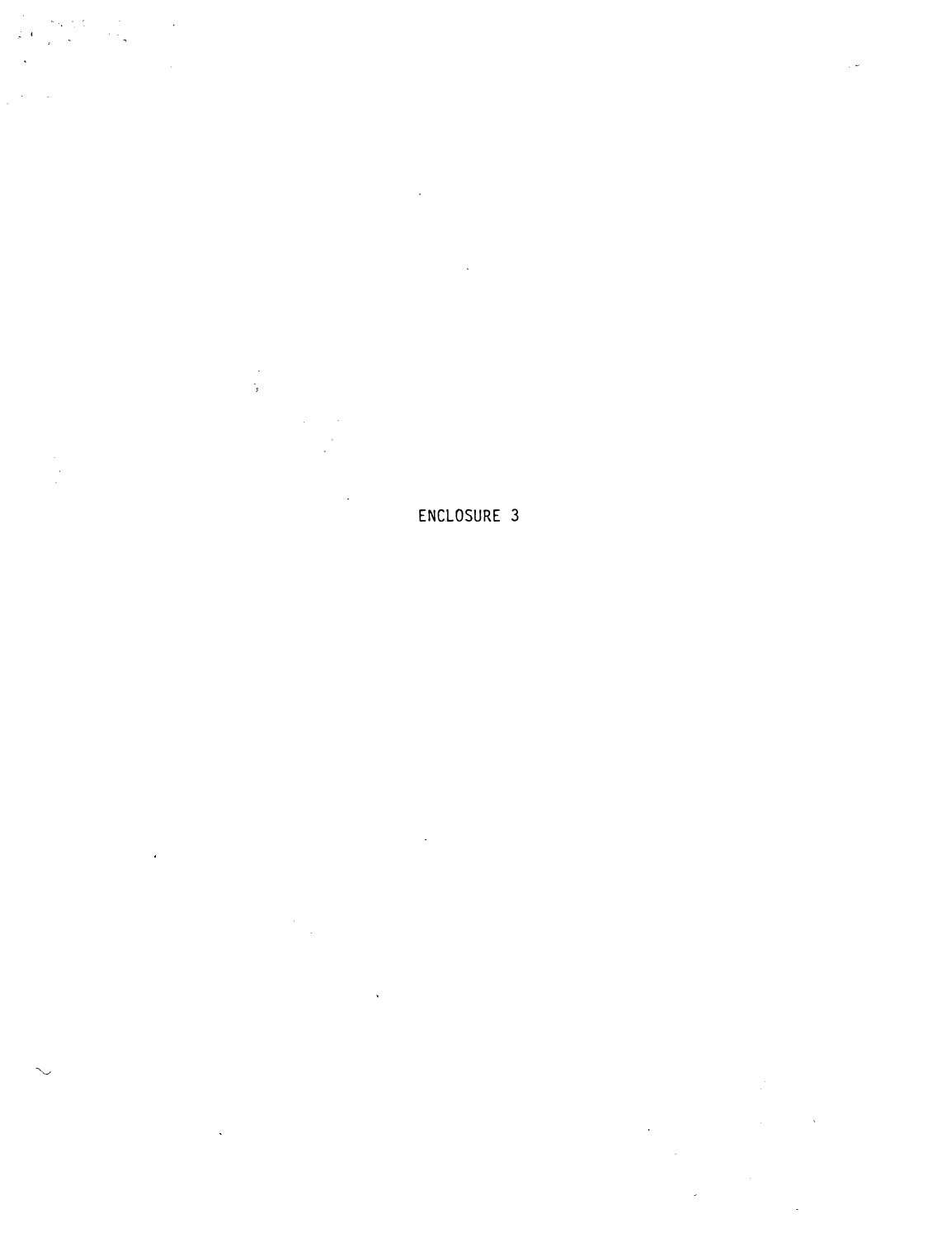ENCLOSURE 3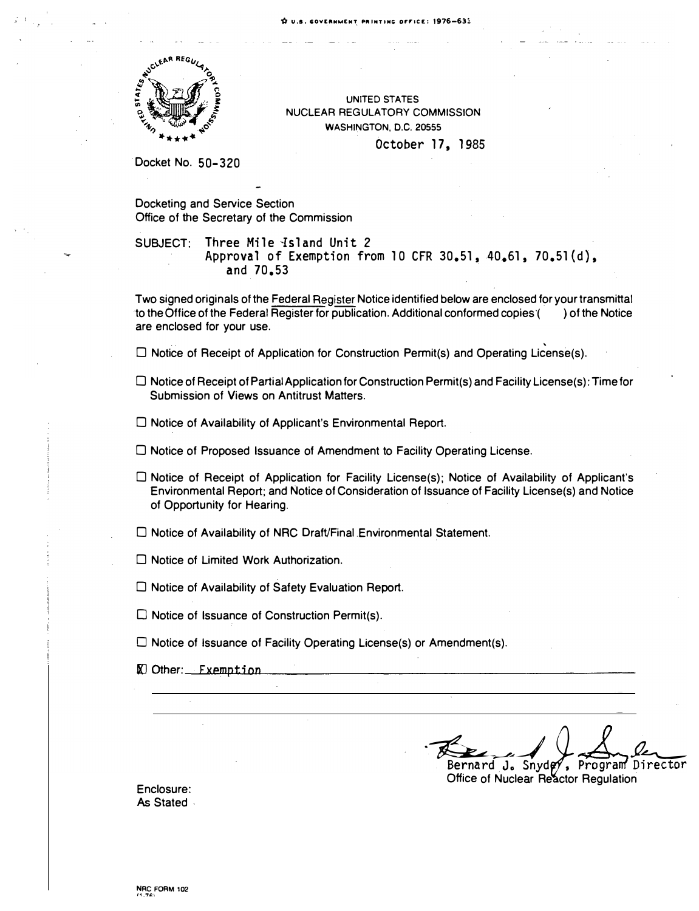UNITED STATES
NUCLEAR REGULATORY COMMISSION
WASHINGTON, D.C. 20555

October 17, 1985

Docket No. 50-320

Docketing and Service Section
Office of the Secretary of the Commission

SUBJECT: Three Mile Island Unit 2
Approval of Exemption from 10 CFR 30.51, 40.61, 70.51(d), and 70.53

Two signed originals of the Federal Register Notice identified below are enclosed for your transmittal to the Office of the Federal Register for publication. Additional conformed copies ( ) of the Notice are enclosed for your use.

☐ Notice of Receipt of Application for Construction Permit(s) and Operating License(s).

☐ Notice of Receipt of Partial Application for Construction Permit(s) and Facility License(s): Time for Submission of Views on Antitrust Matters.

☐ Notice of Availability of Applicant's Environmental Report.

☐ Notice of Proposed Issuance of Amendment to Facility Operating License.

☐ Notice of Receipt of Application for Facility License(s); Notice of Availability of Applicant's Environmental Report; and Notice of Consideration of Issuance of Facility License(s) and Notice of Opportunity for Hearing.

☐ Notice of Availability of NRC Draft/Final Environmental Statement.

☐ Notice of Limited Work Authorization.

☐ Notice of Availability of Safety Evaluation Report.

☐ Notice of Issuance of Construction Permit(s).

☐ Notice of Issuance of Facility Operating License(s) or Amendment(s).

☒ Other: Exemption

Bernard J. Snyder, Program Director
Office of Nuclear Reactor Regulation

Enclosure:
As Stated

NRC FORM 102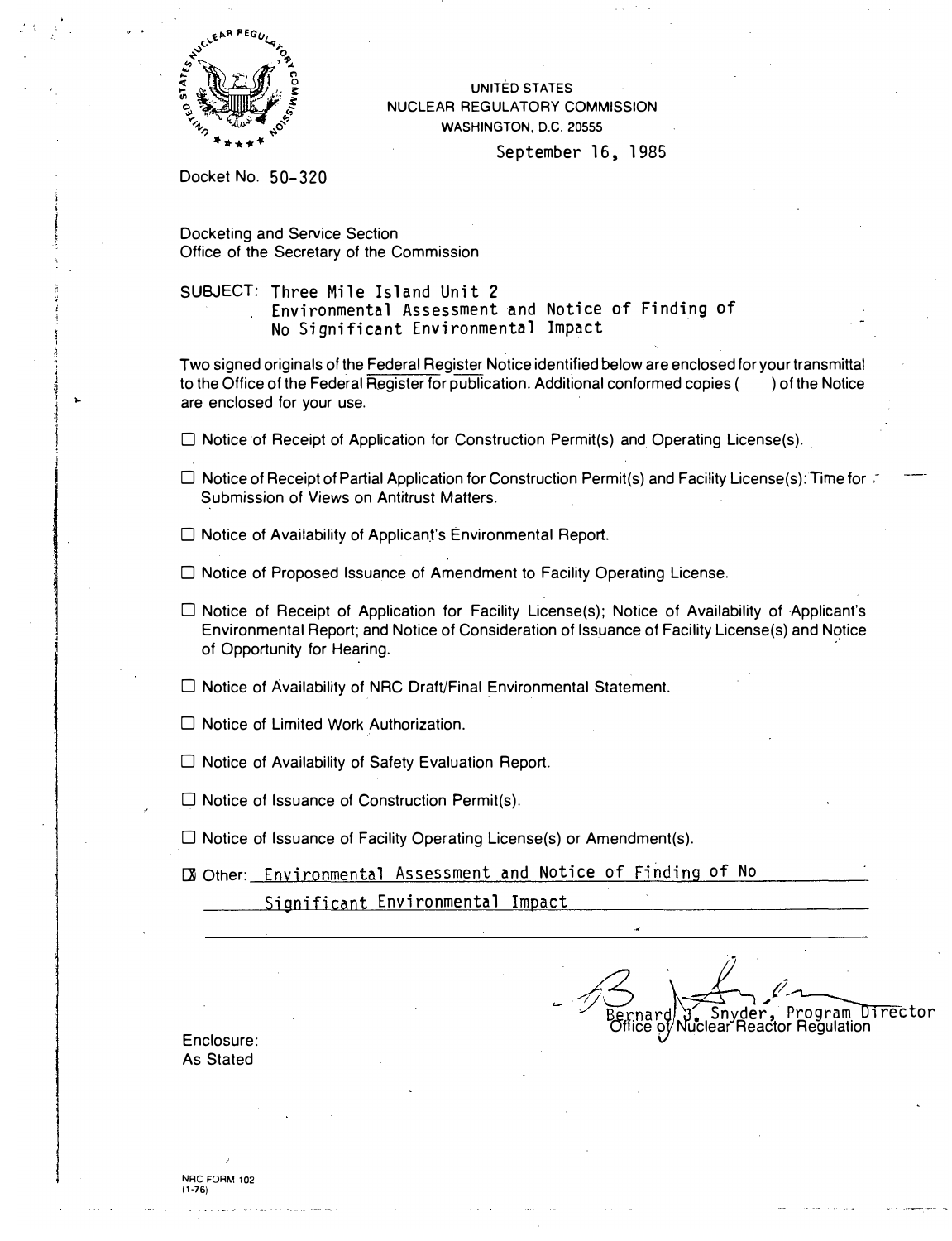UNITED STATES
NUCLEAR REGULATORY COMMISSION
WASHINGTON, D.C. 20555

September 16, 1985

Docket No. 50-320

Docketing and Service Section
Office of the Secretary of the Commission

SUBJECT: Three Mile Island Unit 2
Environmental Assessment and Notice of Finding of No Significant Environmental Impact

Two signed originals of the Federal Register Notice identified below are enclosed for your transmittal to the Office of the Federal Register for publication. Additional conformed copies ( ) of the Notice are enclosed for your use.

☐ Notice of Receipt of Application for Construction Permit(s) and Operating License(s).

☐ Notice of Receipt of Partial Application for Construction Permit(s) and Facility License(s): Time for Submission of Views on Antitrust Matters.

☐ Notice of Availability of Applicant's Environmental Report.

☐ Notice of Proposed Issuance of Amendment to Facility Operating License.

☐ Notice of Receipt of Application for Facility License(s); Notice of Availability of Applicant's Environmental Report; and Notice of Consideration of Issuance of Facility License(s) and Notice of Opportunity for Hearing.

☐ Notice of Availability of NRC Draft/Final Environmental Statement.

☐ Notice of Limited Work Authorization.

☐ Notice of Availability of Safety Evaluation Report.

☐ Notice of Issuance of Construction Permit(s).

☐ Notice of Issuance of Facility Operating License(s) or Amendment(s).

☒ Other: Environmental Assessment and Notice of Finding of No Significant Environmental Impact

Bernard J. Snyder, Program Director
Office of Nuclear Reactor Regulation

Enclosure:
As Stated

NRC FORM 102
(1-76)